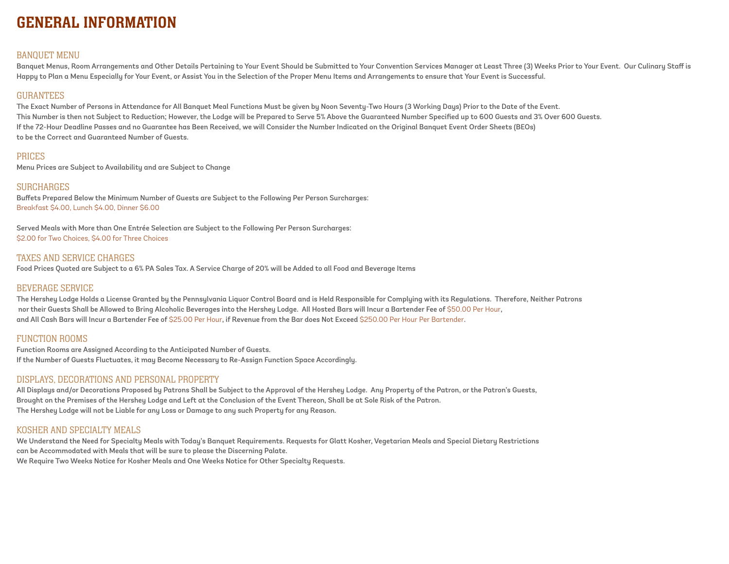# GENERAL INFORMATION

## BANQUET MENU

Banquet Menus, Room Arrangements and Other Details Pertaining to Your Event Should be Submitted to Your Convention Services Manager at Least Three (3) Weeks Prior to Your Event. Our Culinary Staff is Happy to Plan a Menu Especially for Your Event, or Assist You in the Selection of the Proper Menu Items and Arrangements to ensure that Your Event is Successful.

## GURANTEES

The Exact Number of Persons in Attendance for All Banquet Meal Functions Must be given by Noon Seventy-Two Hours (3 Working Days) Prior to the Date of the Event.
This Number is then not Subject to Reduction; However, the Lodge will be Prepared to Serve 5% Above the Guaranteed Number Specified up to 600 Guests and 3% Over 600 Guests.
If the 72-Hour Deadline Passes and no Guarantee has Been Received, we will Consider the Number Indicated on the Original Banquet Event Order Sheets (BEOs) to be the Correct and Guaranteed Number of Guests.

## PRICES

Menu Prices are Subject to Availability and are Subject to Change

## SURCHARGES

Buffets Prepared Below the Minimum Number of Guests are Subject to the Following Per Person Surcharges:
Breakfast $4.00, Lunch $4.00, Dinner $6.00

Served Meals with More than One Entrée Selection are Subject to the Following Per Person Surcharges:
$2.00 for Two Choices, $4.00 for Three Choices

## TAXES AND SERVICE CHARGES

Food Prices Quoted are Subject to a 6% PA Sales Tax. A Service Charge of 20% will be Added to all Food and Beverage Items

## BEVERAGE SERVICE

The Hershey Lodge Holds a License Granted by the Pennsylvania Liquor Control Board and is Held Responsible for Complying with its Regulations. Therefore, Neither Patrons nor their Guests Shall be Allowed to Bring Alcoholic Beverages into the Hershey Lodge. All Hosted Bars will Incur a Bartender Fee of $50.00 Per Hour, and All Cash Bars will Incur a Bartender Fee of $25.00 Per Hour, if Revenue from the Bar does Not Exceed $250.00 Per Hour Per Bartender.

## FUNCTION ROOMS

Function Rooms are Assigned According to the Anticipated Number of Guests.
If the Number of Guests Fluctuates, it may Become Necessary to Re-Assign Function Space Accordingly.

## DISPLAYS, DECORATIONS AND PERSONAL PROPERTY

All Displays and/or Decorations Proposed by Patrons Shall be Subject to the Approval of the Hershey Lodge. Any Property of the Patron, or the Patron's Guests, Brought on the Premises of the Hershey Lodge and Left at the Conclusion of the Event Thereon, Shall be at Sole Risk of the Patron.
The Hershey Lodge will not be Liable for any Loss or Damage to any such Property for any Reason.

## KOSHER AND SPECIALTY MEALS

We Understand the Need for Specialty Meals with Today's Banquet Requirements. Requests for Glatt Kosher, Vegetarian Meals and Special Dietary Restrictions can be Accommodated with Meals that will be sure to please the Discerning Palate.
We Require Two Weeks Notice for Kosher Meals and One Weeks Notice for Other Specialty Requests.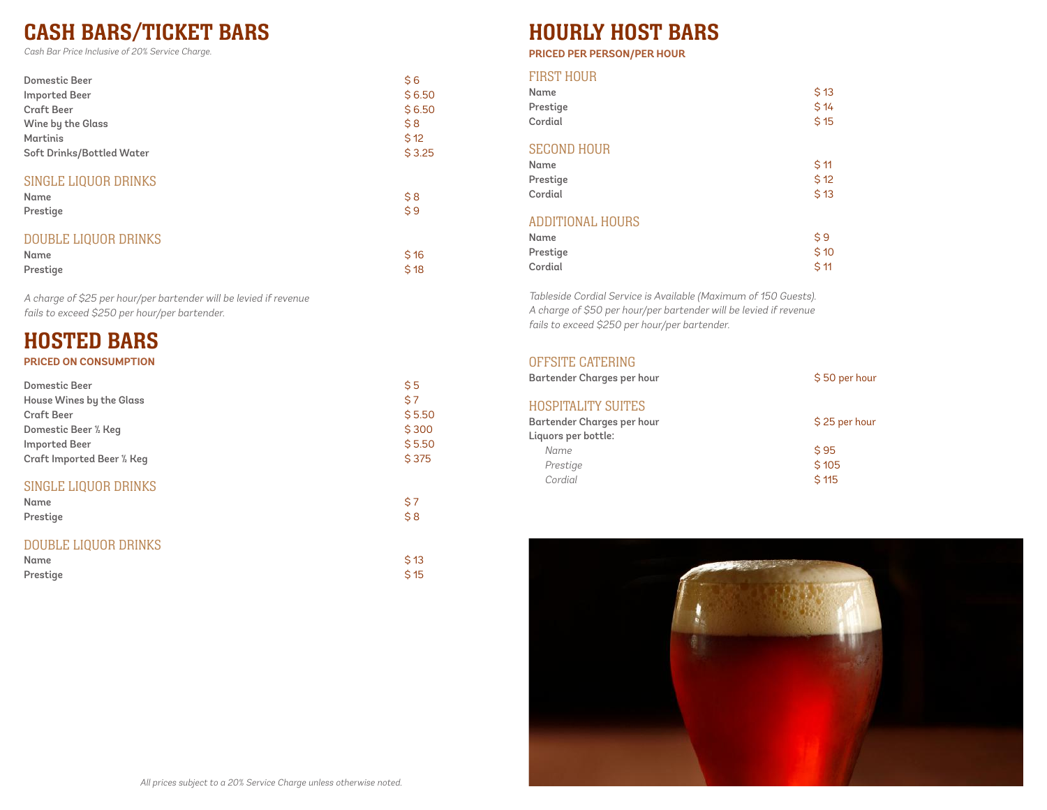# CASH BARS/TICKET BARS

*Cash Bar Price Inclusive of 20% Service Charge.*

| | |
|---|---|
| Domestic Beer | $ 6 |
| Imported Beer | $ 6.50 |
| Craft Beer | $ 6.50 |
| Wine by the Glass | $ 8 |
| Martinis | $ 12 |
| Soft Drinks/Bottled Water | $ 3.25 |

## SINGLE LIQUOR DRINKS

| | |
|---|---|
| Name | $ 8 |
| Prestige | $ 9 |

## DOUBLE LIQUOR DRINKS

| | |
|---|---|
| Name | $ 16 |
| Prestige | $ 18 |

*A charge of $25 per hour/per bartender will be levied if revenue fails to exceed $250 per hour/per bartender.*

# HOSTED BARS

**PRICED ON CONSUMPTION**

| | |
|---|---|
| Domestic Beer | $ 5 |
| House Wines by the Glass | $ 7 |
| Craft Beer | $ 5.50 |
| Domestic Beer ½ Keg | $ 300 |
| Imported Beer | $ 5.50 |
| Craft Imported Beer ½ Keg | $ 375 |

## SINGLE LIQUOR DRINKS

| | |
|---|---|
| Name | $ 7 |
| Prestige | $ 8 |

## DOUBLE LIQUOR DRINKS

| | |
|---|---|
| Name | $ 13 |
| Prestige | $ 15 |

# HOURLY HOST BARS

**PRICED PER PERSON/PER HOUR**

## FIRST HOUR

| | |
|---|---|
| Name | $ 13 |
| Prestige | $ 14 |
| Cordial | $ 15 |

## SECOND HOUR

| | |
|---|---|
| Name | $ 11 |
| Prestige | $ 12 |
| Cordial | $ 13 |

## ADDITIONAL HOURS

| | |
|---|---|
| Name | $ 9 |
| Prestige | $ 10 |
| Cordial | $ 11 |

*Tableside Cordial Service is Available (Maximum of 150 Guests). A charge of $50 per hour/per bartender will be levied if revenue fails to exceed $250 per hour/per bartender.*

## OFFSITE CATERING

| | |
|---|---|
| Bartender Charges per hour | $ 50 per hour |

## HOSPITALITY SUITES

| | |
|---|---|
| Bartender Charges per hour | $ 25 per hour |
| Liquors per bottle: | |
| *Name* | $ 95 |
| *Prestige* | $ 105 |
| *Cordial* | $ 115 |

*All prices subject to a 20% Service Charge unless otherwise noted.*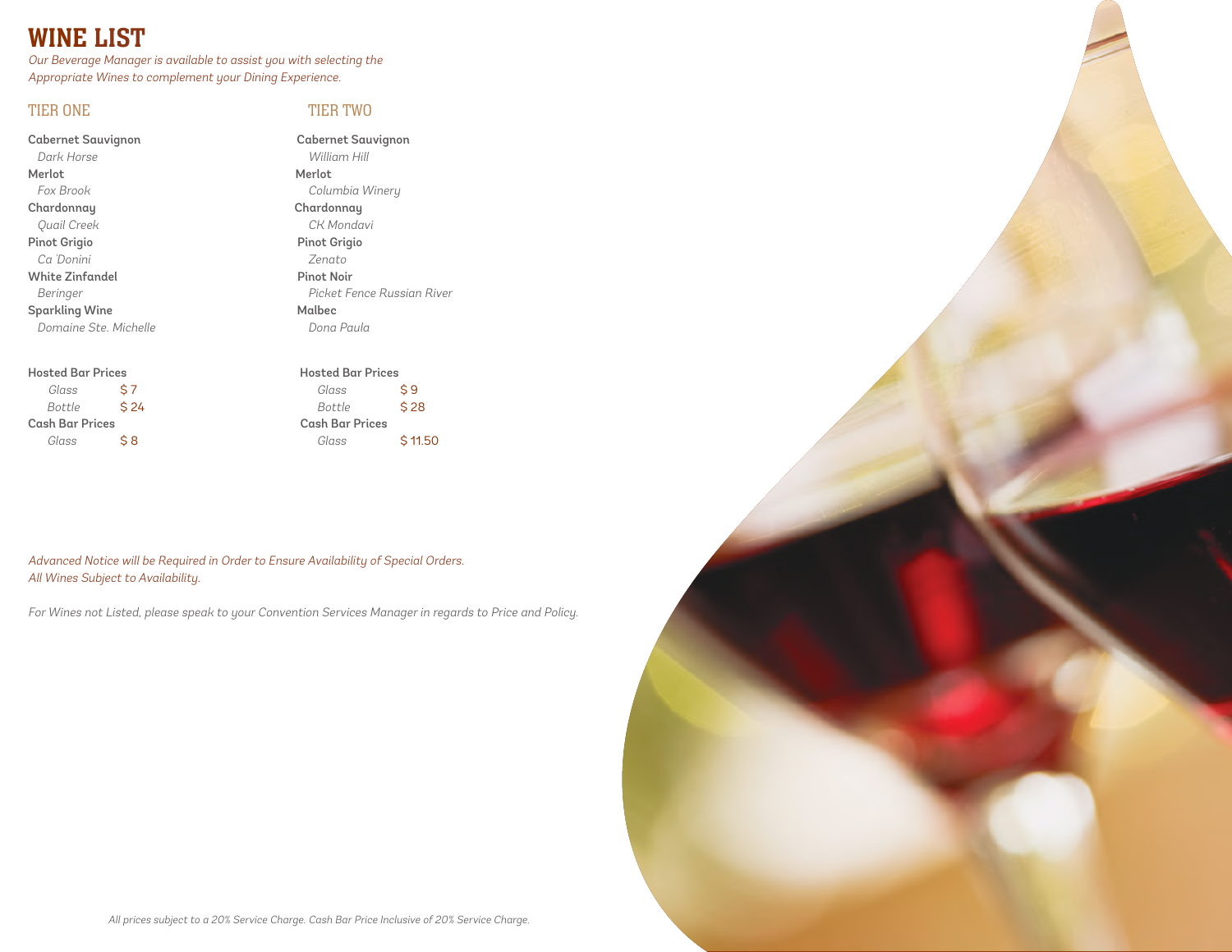# WINE LIST

*Our Beverage Manager is available to assist you with selecting the Appropriate Wines to complement your Dining Experience.*

## TIER ONE

**Cabernet Sauvignon**
*Dark Horse*
**Merlot**
*Fox Brook*
**Chardonnay**
*Quail Creek*
**Pinot Grigio**
*Ca 'Donini*
**White Zinfandel**
*Beringer*
**Sparkling Wine**
*Domaine Ste. Michelle*

**Hosted Bar Prices**

| | |
|---|---|
| *Glass* | $ 7 |
| *Bottle* | $ 24 |

**Cash Bar Prices**

| | |
|---|---|
| *Glass* | $ 8 |

## TIER TWO

**Cabernet Sauvignon**
*William Hill*
**Merlot**
*Columbia Winery*
**Chardonnay**
*CK Mondavi*
**Pinot Grigio**
*Zenato*
**Pinot Noir**
*Picket Fence Russian River*
**Malbec**
*Dona Paula*

**Hosted Bar Prices**

| | |
|---|---|
| *Glass* | $ 9 |
| *Bottle* | $ 28 |

**Cash Bar Prices**

| | |
|---|---|
| *Glass* | $ 11.50 |

*Advanced Notice will be Required in Order to Ensure Availability of Special Orders.*
*All Wines Subject to Availability.*

*For Wines not Listed, please speak to your Convention Services Manager in regards to Price and Policy.*

*All prices subject to a 20% Service Charge. Cash Bar Price Inclusive of 20% Service Charge.*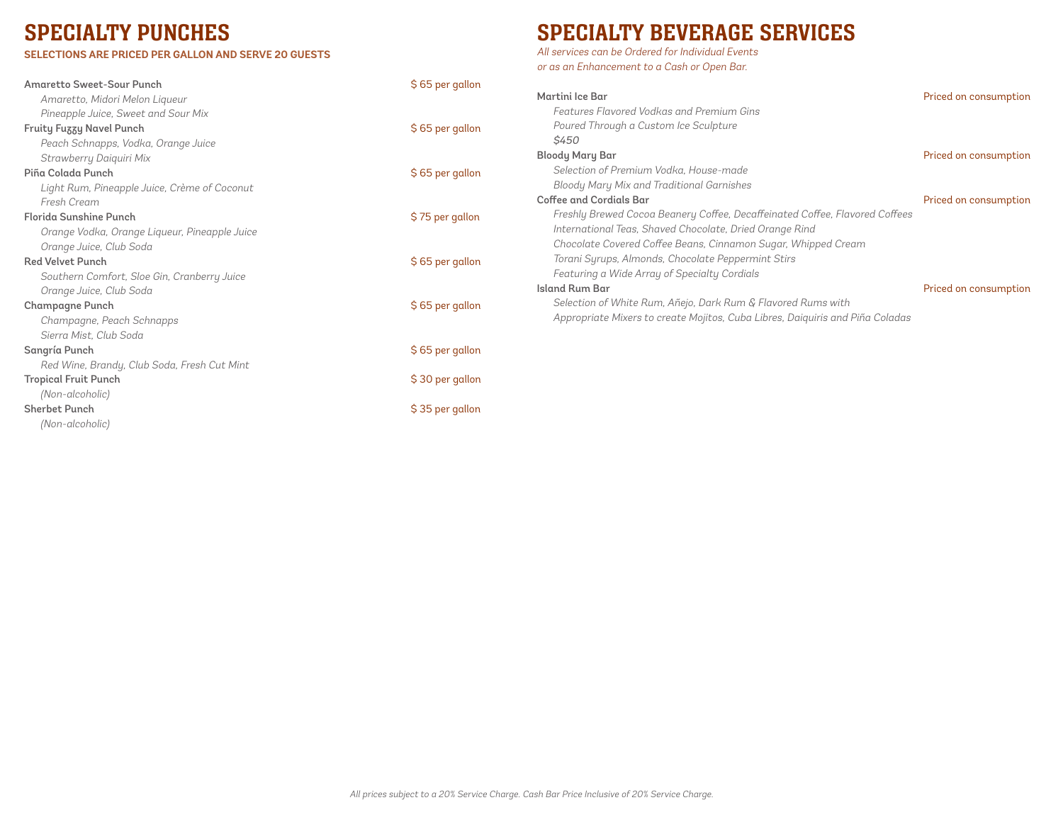# SPECIALTY PUNCHES

**SELECTIONS ARE PRICED PER GALLON AND SERVE 20 GUESTS**

**Amaretto Sweet-Sour Punch** — $ 65 per gallon
*Amaretto, Midori Melon Liqueur*
*Pineapple Juice, Sweet and Sour Mix*

**Fruity Fuzzy Navel Punch** — $ 65 per gallon
*Peach Schnapps, Vodka, Orange Juice*
*Strawberry Daiquiri Mix*

**Piña Colada Punch** — $ 65 per gallon
*Light Rum, Pineapple Juice, Crème of Coconut*
*Fresh Cream*

**Florida Sunshine Punch** — $ 75 per gallon
*Orange Vodka, Orange Liqueur, Pineapple Juice*
*Orange Juice, Club Soda*

**Red Velvet Punch** — $ 65 per gallon
*Southern Comfort, Sloe Gin, Cranberry Juice*
*Orange Juice, Club Soda*

**Champagne Punch** — $ 65 per gallon
*Champagne, Peach Schnapps*
*Sierra Mist, Club Soda*

**Sangría Punch** — $ 65 per gallon
*Red Wine, Brandy, Club Soda, Fresh Cut Mint*

**Tropical Fruit Punch** — $ 30 per gallon
*(Non-alcoholic)*

**Sherbet Punch** — $ 35 per gallon
*(Non-alcoholic)*

# SPECIALTY BEVERAGE SERVICES

*All services can be Ordered for Individual Events*
*or as an Enhancement to a Cash or Open Bar.*

**Martini Ice Bar** — Priced on consumption
*Features Flavored Vodkas and Premium Gins*
*Poured Through a Custom Ice Sculpture*
*$450*

**Bloody Mary Bar** — Priced on consumption
*Selection of Premium Vodka, House-made*
*Bloody Mary Mix and Traditional Garnishes*

**Coffee and Cordials Bar** — Priced on consumption
*Freshly Brewed Cocoa Beanery Coffee, Decaffeinated Coffee, Flavored Coffees*
*International Teas, Shaved Chocolate, Dried Orange Rind*
*Chocolate Covered Coffee Beans, Cinnamon Sugar, Whipped Cream*
*Torani Syrups, Almonds, Chocolate Peppermint Stirs*
*Featuring a Wide Array of Specialty Cordials*

**Island Rum Bar** — Priced on consumption
*Selection of White Rum, Añejo, Dark Rum & Flavored Rums with*
*Appropriate Mixers to create Mojitos, Cuba Libres, Daiquiris and Piña Coladas*

*All prices subject to a 20% Service Charge. Cash Bar Price Inclusive of 20% Service Charge.*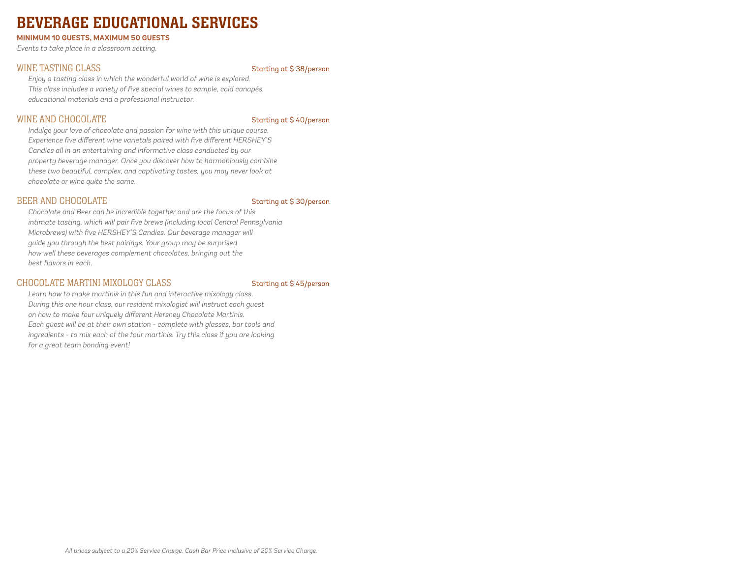# BEVERAGE EDUCATIONAL SERVICES

**MINIMUM 10 GUESTS, MAXIMUM 50 GUESTS**

*Events to take place in a classroom setting.*

## WINE TASTING CLASS

Starting at $ 38/person

*Enjoy a tasting class in which the wonderful world of wine is explored. This class includes a variety of five special wines to sample, cold canapés, educational materials and a professional instructor.*

## WINE AND CHOCOLATE

Starting at $ 40/person

*Indulge your love of chocolate and passion for wine with this unique course. Experience five different wine varietals paired with five different HERSHEY'S Candies all in an entertaining and informative class conducted by our property beverage manager. Once you discover how to harmoniously combine these two beautiful, complex, and captivating tastes, you may never look at chocolate or wine quite the same.*

## BEER AND CHOCOLATE

Starting at $ 30/person

*Chocolate and Beer can be incredible together and are the focus of this intimate tasting, which will pair five brews (including local Central Pennsylvania Microbrews) with five HERSHEY'S Candies. Our beverage manager will guide you through the best pairings. Your group may be surprised how well these beverages complement chocolates, bringing out the best flavors in each.*

## CHOCOLATE MARTINI MIXOLOGY CLASS

Starting at $ 45/person

*Learn how to make martinis in this fun and interactive mixology class. During this one hour class, our resident mixologist will instruct each guest on how to make four uniquely different Hershey Chocolate Martinis. Each guest will be at their own station - complete with glasses, bar tools and ingredients - to mix each of the four martinis. Try this class if you are looking for a great team bonding event!*

*All prices subject to a 20% Service Charge. Cash Bar Price Inclusive of 20% Service Charge.*